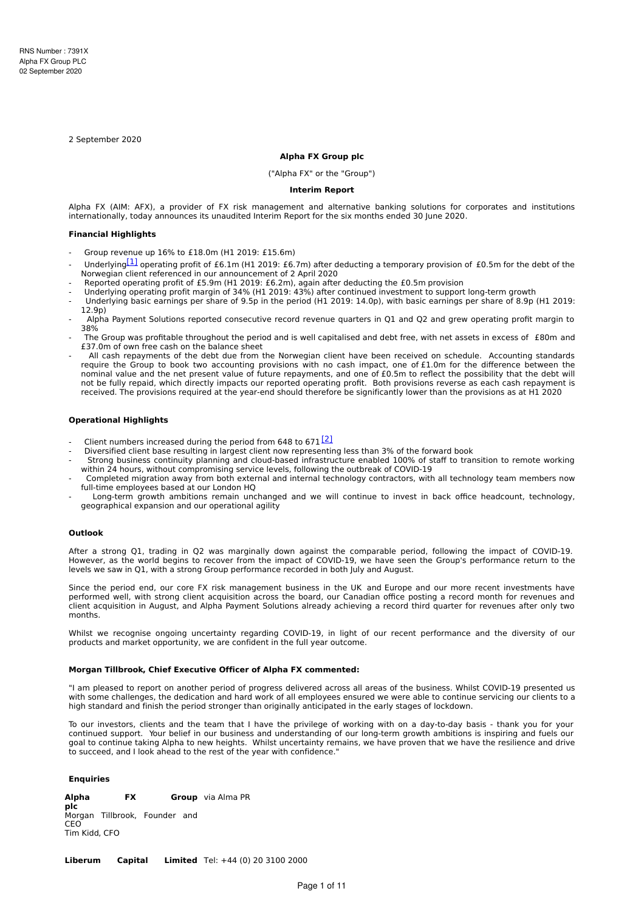RNS Number : 7391X
Alpha FX Group PLC
02 September 2020

2 September 2020

**Alpha FX Group plc**

("Alpha FX" or the "Group")

**Interim Report**

Alpha FX (AIM: AFX), a provider of FX risk management and alternative banking solutions for corporates and institutions internationally, today announces its unaudited Interim Report for the six months ended 30 June 2020.

**Financial Highlights**

- Group revenue up 16% to £18.0m (H1 2019: £15.6m)
- Underlying[1] operating profit of £6.1m (H1 2019: £6.7m) after deducting a temporary provision of £0.5m for the debt of the Norwegian client referenced in our announcement of 2 April 2020
- Reported operating profit of £5.9m (H1 2019: £6.2m), again after deducting the £0.5m provision
- Underlying operating profit margin of 34% (H1 2019: 43%) after continued investment to support long-term growth
- Underlying basic earnings per share of 9.5p in the period (H1 2019: 14.0p), with basic earnings per share of 8.9p (H1 2019: 12.9p)
- Alpha Payment Solutions reported consecutive record revenue quarters in Q1 and Q2 and grew operating profit margin to 38%
- The Group was profitable throughout the period and is well capitalised and debt free, with net assets in excess of £80m and £37.0m of own free cash on the balance sheet
- All cash repayments of the debt due from the Norwegian client have been received on schedule. Accounting standards require the Group to book two accounting provisions with no cash impact, one of £1.0m for the difference between the nominal value and the net present value of future repayments, and one of £0.5m to reflect the possibility that the debt will not be fully repaid, which directly impacts our reported operating profit. Both provisions reverse as each cash repayment is received. The provisions required at the year-end should therefore be significantly lower than the provisions as at H1 2020

**Operational Highlights**

- Client numbers increased during the period from 648 to 671 [2]
- Diversified client base resulting in largest client now representing less than 3% of the forward book
- Strong business continuity planning and cloud-based infrastructure enabled 100% of staff to transition to remote working within 24 hours, without compromising service levels, following the outbreak of COVID-19
- Completed migration away from both external and internal technology contractors, with all technology team members now full-time employees based at our London HQ
- Long-term growth ambitions remain unchanged and we will continue to invest in back office headcount, technology, geographical expansion and our operational agility

**Outlook**

After a strong Q1, trading in Q2 was marginally down against the comparable period, following the impact of COVID-19. However, as the world begins to recover from the impact of COVID-19, we have seen the Group's performance return to the levels we saw in Q1, with a strong Group performance recorded in both July and August.

Since the period end, our core FX risk management business in the UK and Europe and our more recent investments have performed well, with strong client acquisition across the board, our Canadian office posting a record month for revenues and client acquisition in August, and Alpha Payment Solutions already achieving a record third quarter for revenues after only two months.

Whilst we recognise ongoing uncertainty regarding COVID-19, in light of our recent performance and the diversity of our products and market opportunity, we are confident in the full year outcome.

**Morgan Tillbrook, Chief Executive Officer of Alpha FX commented:**

"I am pleased to report on another period of progress delivered across all areas of the business. Whilst COVID-19 presented us with some challenges, the dedication and hard work of all employees ensured we were able to continue servicing our clients to a high standard and finish the period stronger than originally anticipated in the early stages of lockdown.

To our investors, clients and the team that I have the privilege of working with on a day-to-day basis - thank you for your continued support. Your belief in our business and understanding of our long-term growth ambitions is inspiring and fuels our goal to continue taking Alpha to new heights. Whilst uncertainty remains, we have proven that we have the resilience and drive to succeed, and I look ahead to the rest of the year with confidence."

**Enquiries**

| | |
|---|---|
| **Alpha FX Group plc**<br>Morgan Tillbrook, Founder and CEO<br>Tim Kidd, CFO | via Alma PR |
| **Liberum Capital Limited** | Tel: +44 (0) 20 3100 2000 |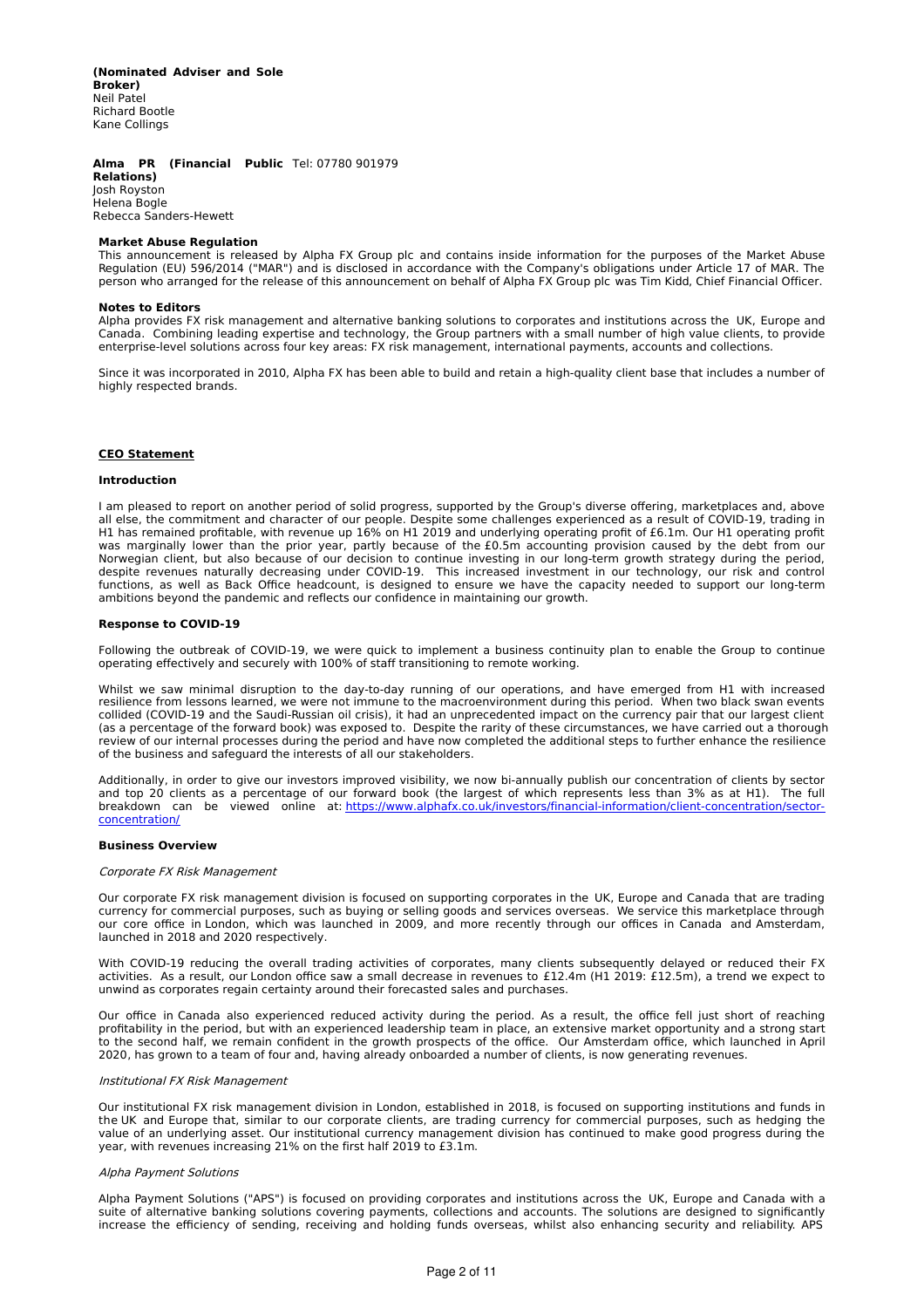**(Nominated Adviser and Sole Broker)**
Neil Patel
Richard Bootle
Kane Collings

**Alma PR (Financial Public Relations)** Tel: 07780 901979
Josh Royston
Helena Bogle
Rebecca Sanders-Hewett

**Market Abuse Regulation**

This announcement is released by Alpha FX Group plc and contains inside information for the purposes of the Market Abuse Regulation (EU) 596/2014 ("MAR") and is disclosed in accordance with the Company's obligations under Article 17 of MAR. The person who arranged for the release of this announcement on behalf of Alpha FX Group plc was Tim Kidd, Chief Financial Officer.

**Notes to Editors**

Alpha provides FX risk management and alternative banking solutions to corporates and institutions across the UK, Europe and Canada. Combining leading expertise and technology, the Group partners with a small number of high value clients, to provide enterprise-level solutions across four key areas: FX risk management, international payments, accounts and collections.

Since it was incorporated in 2010, Alpha FX has been able to build and retain a high-quality client base that includes a number of highly respected brands.

## CEO Statement

### Introduction

I am pleased to report on another period of solid progress, supported by the Group's diverse offering, marketplaces and, above all else, the commitment and character of our people. Despite some challenges experienced as a result of COVID-19, trading in H1 has remained profitable, with revenue up 16% on H1 2019 and underlying operating profit of £6.1m. Our H1 operating profit was marginally lower than the prior year, partly because of the £0.5m accounting provision caused by the debt from our Norwegian client, but also because of our decision to continue investing in our long-term growth strategy during the period, despite revenues naturally decreasing under COVID-19. This increased investment in our technology, our risk and control functions, as well as Back Office headcount, is designed to ensure we have the capacity needed to support our long-term ambitions beyond the pandemic and reflects our confidence in maintaining our growth.

### Response to COVID-19

Following the outbreak of COVID-19, we were quick to implement a business continuity plan to enable the Group to continue operating effectively and securely with 100% of staff transitioning to remote working.

Whilst we saw minimal disruption to the day-to-day running of our operations, and have emerged from H1 with increased resilience from lessons learned, we were not immune to the macroenvironment during this period. When two black swan events collided (COVID-19 and the Saudi-Russian oil crisis), it had an unprecedented impact on the currency pair that our largest client (as a percentage of the forward book) was exposed to. Despite the rarity of these circumstances, we have carried out a thorough review of our internal processes during the period and have now completed the additional steps to further enhance the resilience of the business and safeguard the interests of all our stakeholders.

Additionally, in order to give our investors improved visibility, we now bi-annually publish our concentration of clients by sector and top 20 clients as a percentage of our forward book (the largest of which represents less than 3% as at H1). The full breakdown can be viewed online at: [https://www.alphafx.co.uk/investors/financial-information/client-concentration/sector-concentration/](https://www.alphafx.co.uk/investors/financial-information/client-concentration/sector-concentration/)

### Business Overview

*Corporate FX Risk Management*

Our corporate FX risk management division is focused on supporting corporates in the UK, Europe and Canada that are trading currency for commercial purposes, such as buying or selling goods and services overseas. We service this marketplace through our core office in London, which was launched in 2009, and more recently through our offices in Canada and Amsterdam, launched in 2018 and 2020 respectively.

With COVID-19 reducing the overall trading activities of corporates, many clients subsequently delayed or reduced their FX activities. As a result, our London office saw a small decrease in revenues to £12.4m (H1 2019: £12.5m), a trend we expect to unwind as corporates regain certainty around their forecasted sales and purchases.

Our office in Canada also experienced reduced activity during the period. As a result, the office fell just short of reaching profitability in the period, but with an experienced leadership team in place, an extensive market opportunity and a strong start to the second half, we remain confident in the growth prospects of the office. Our Amsterdam office, which launched in April 2020, has grown to a team of four and, having already onboarded a number of clients, is now generating revenues.

*Institutional FX Risk Management*

Our institutional FX risk management division in London, established in 2018, is focused on supporting institutions and funds in the UK and Europe that, similar to our corporate clients, are trading currency for commercial purposes, such as hedging the value of an underlying asset. Our institutional currency management division has continued to make good progress during the year, with revenues increasing 21% on the first half 2019 to £3.1m.

*Alpha Payment Solutions*

Alpha Payment Solutions ("APS") is focused on providing corporates and institutions across the UK, Europe and Canada with a suite of alternative banking solutions covering payments, collections and accounts. The solutions are designed to significantly increase the efficiency of sending, receiving and holding funds overseas, whilst also enhancing security and reliability. APS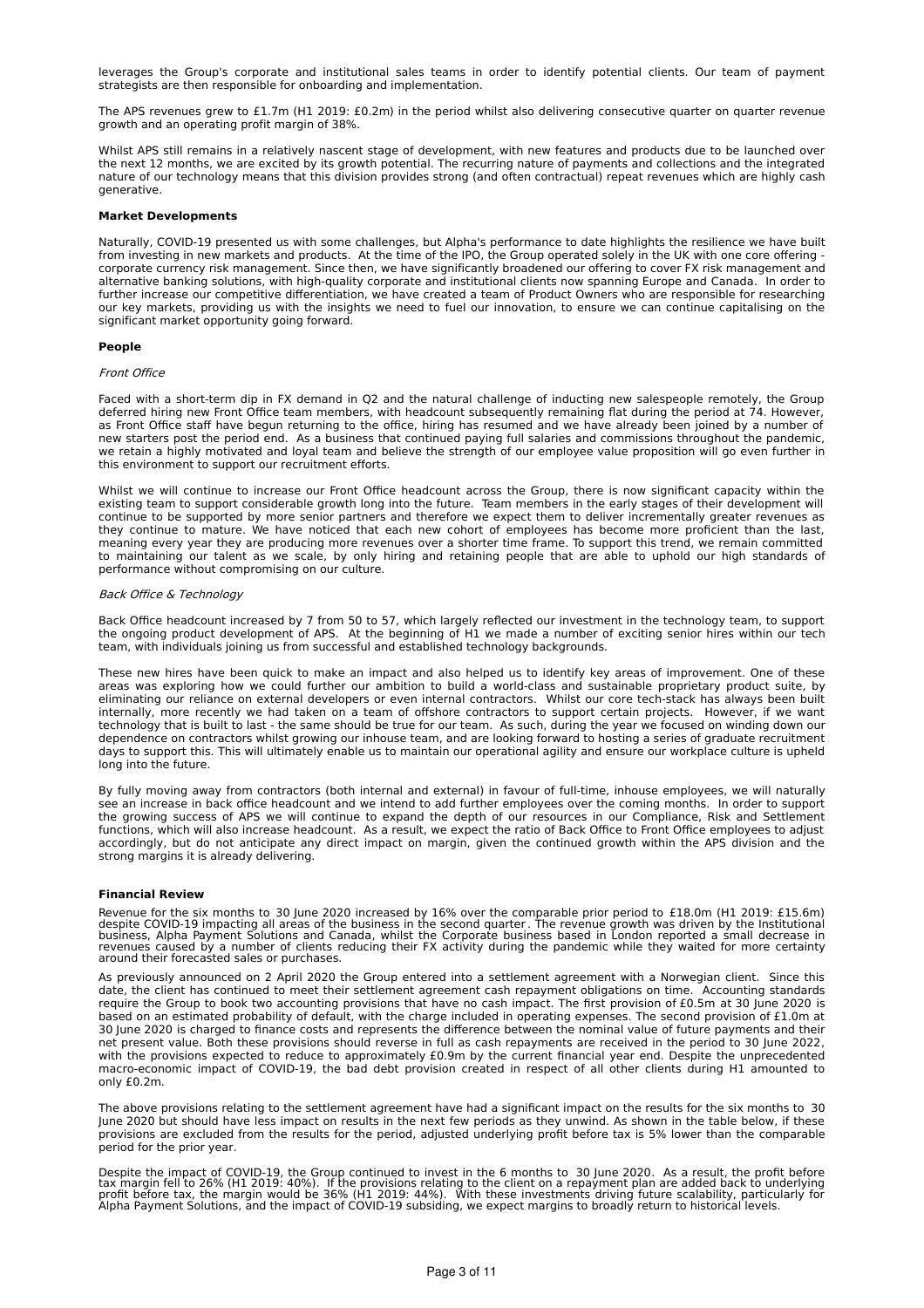leverages the Group's corporate and institutional sales teams in order to identify potential clients. Our team of payment strategists are then responsible for onboarding and implementation.

The APS revenues grew to £1.7m (H1 2019: £0.2m) in the period whilst also delivering consecutive quarter on quarter revenue growth and an operating profit margin of 38%.

Whilst APS still remains in a relatively nascent stage of development, with new features and products due to be launched over the next 12 months, we are excited by its growth potential. The recurring nature of payments and collections and the integrated nature of our technology means that this division provides strong (and often contractual) repeat revenues which are highly cash generative.

**Market Developments**

Naturally, COVID-19 presented us with some challenges, but Alpha's performance to date highlights the resilience we have built from investing in new markets and products. At the time of the IPO, the Group operated solely in the UK with one core offering - corporate currency risk management. Since then, we have significantly broadened our offering to cover FX risk management and alternative banking solutions, with high-quality corporate and institutional clients now spanning Europe and Canada. In order to further increase our competitive differentiation, we have created a team of Product Owners who are responsible for researching our key markets, providing us with the insights we need to fuel our innovation, to ensure we can continue capitalising on the significant market opportunity going forward.

**People**

*Front Office*

Faced with a short-term dip in FX demand in Q2 and the natural challenge of inducting new salespeople remotely, the Group deferred hiring new Front Office team members, with headcount subsequently remaining flat during the period at 74. However, as Front Office staff have begun returning to the office, hiring has resumed and we have already been joined by a number of new starters post the period end. As a business that continued paying full salaries and commissions throughout the pandemic, we retain a highly motivated and loyal team and believe the strength of our employee value proposition will go even further in this environment to support our recruitment efforts.

Whilst we will continue to increase our Front Office headcount across the Group, there is now significant capacity within the existing team to support considerable growth long into the future. Team members in the early stages of their development will continue to be supported by more senior partners and therefore we expect them to deliver incrementally greater revenues as they continue to mature. We have noticed that each new cohort of employees has become more proficient than the last, meaning every year they are producing more revenues over a shorter time frame. To support this trend, we remain committed to maintaining our talent as we scale, by only hiring and retaining people that are able to uphold our high standards of performance without compromising on our culture.

*Back Office & Technology*

Back Office headcount increased by 7 from 50 to 57, which largely reflected our investment in the technology team, to support the ongoing product development of APS. At the beginning of H1 we made a number of exciting senior hires within our tech team, with individuals joining us from successful and established technology backgrounds.

These new hires have been quick to make an impact and also helped us to identify key areas of improvement. One of these areas was exploring how we could further our ambition to build a world-class and sustainable proprietary product suite, by eliminating our reliance on external developers or even internal contractors. Whilst our core tech-stack has always been built internally, more recently we had taken on a team of offshore contractors to support certain projects. However, if we want technology that is built to last - the same should be true for our team. As such, during the year we focused on winding down our dependence on contractors whilst growing our inhouse team, and are looking forward to hosting a series of graduate recruitment days to support this. This will ultimately enable us to maintain our operational agility and ensure our workplace culture is upheld long into the future.

By fully moving away from contractors (both internal and external) in favour of full-time, inhouse employees, we will naturally see an increase in back office headcount and we intend to add further employees over the coming months. In order to support the growing success of APS we will continue to expand the depth of our resources in our Compliance, Risk and Settlement functions, which will also increase headcount. As a result, we expect the ratio of Back Office to Front Office employees to adjust accordingly, but do not anticipate any direct impact on margin, given the continued growth within the APS division and the strong margins it is already delivering.

**Financial Review**

Revenue for the six months to 30 June 2020 increased by 16% over the comparable prior period to £18.0m (H1 2019: £15.6m) despite COVID-19 impacting all areas of the business in the second quarter. The revenue growth was driven by the Institutional business, Alpha Payment Solutions and Canada, whilst the Corporate business based in London reported a small decrease in revenues caused by a number of clients reducing their FX activity during the pandemic while they waited for more certainty around their forecasted sales or purchases.

As previously announced on 2 April 2020 the Group entered into a settlement agreement with a Norwegian client. Since this date, the client has continued to meet their settlement agreement cash repayment obligations on time. Accounting standards require the Group to book two accounting provisions that have no cash impact. The first provision of £0.5m at 30 June 2020 is based on an estimated probability of default, with the charge included in operating expenses. The second provision of £1.0m at 30 June 2020 is charged to finance costs and represents the difference between the nominal value of future payments and their net present value. Both these provisions should reverse in full as cash repayments are received in the period to 30 June 2022, with the provisions expected to reduce to approximately £0.9m by the current financial year end. Despite the unprecedented macro-economic impact of COVID-19, the bad debt provision created in respect of all other clients during H1 amounted to only £0.2m.

The above provisions relating to the settlement agreement have had a significant impact on the results for the six months to 30 June 2020 but should have less impact on results in the next few periods as they unwind. As shown in the table below, if these provisions are excluded from the results for the period, adjusted underlying profit before tax is 5% lower than the comparable period for the prior year.

Despite the impact of COVID-19, the Group continued to invest in the 6 months to 30 June 2020. As a result, the profit before tax margin fell to 26% (H1 2019: 40%). If the provisions relating to the client on a repayment plan are added back to underlying profit before tax, the margin would be 36% (H1 2019: 44%). With these investments driving future scalability, particularly for Alpha Payment Solutions, and the impact of COVID-19 subsiding, we expect margins to broadly return to historical levels.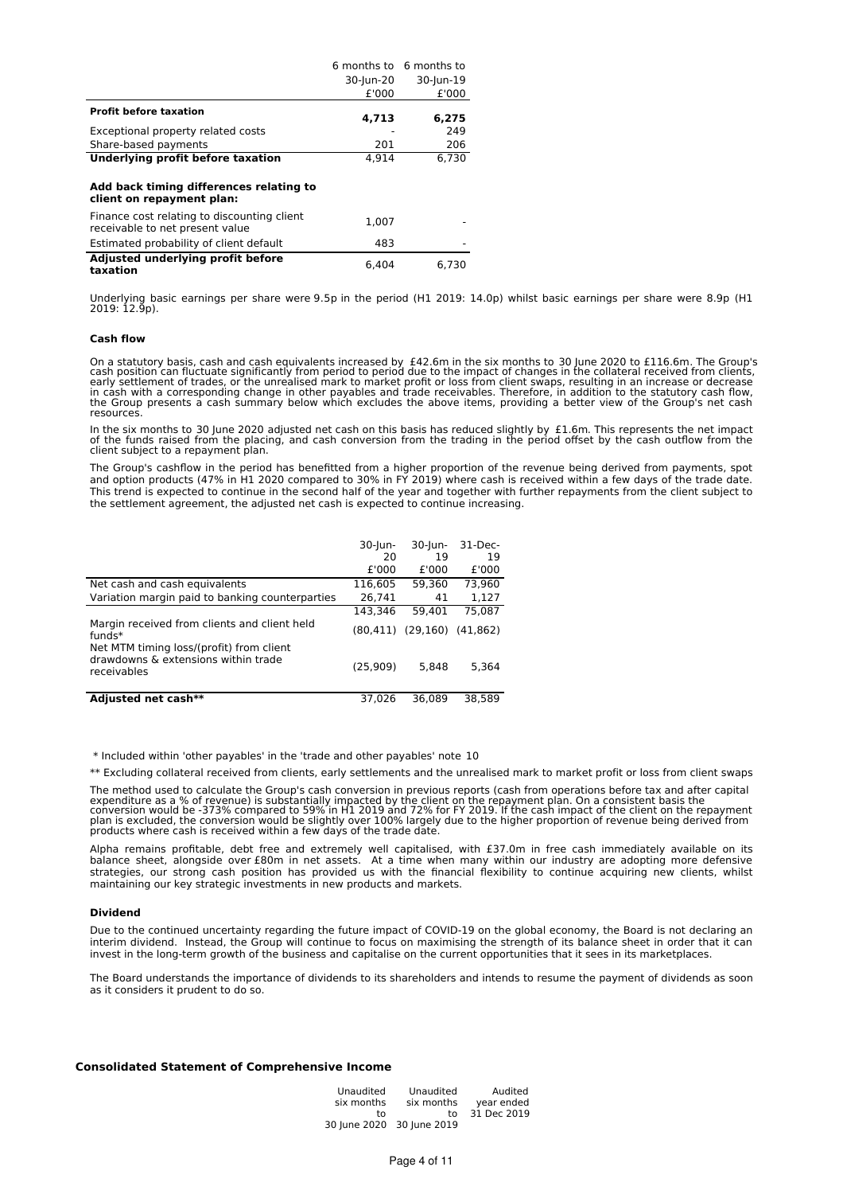| | 6 months to 30-Jun-20 £'000 | 6 months to 30-Jun-19 £'000 |
|---|---|---|
| **Profit before taxation** | **4,713** | **6,275** |
| Exceptional property related costs | - | 249 |
| Share-based payments | 201 | 206 |
| **Underlying profit before taxation** | 4,914 | 6,730 |
| **Add back timing differences relating to client on repayment plan:** | | |
| Finance cost relating to discounting client receivable to net present value | 1,007 | - |
| Estimated probability of client default | 483 | - |
| **Adjusted underlying profit before taxation** | 6,404 | 6,730 |

Underlying basic earnings per share were 9.5p in the period (H1 2019: 14.0p) whilst basic earnings per share were 8.9p (H1 2019: 12.9p).

**Cash flow**

On a statutory basis, cash and cash equivalents increased by £42.6m in the six months to 30 June 2020 to £116.6m. The Group's cash position can fluctuate significantly from period to period due to the impact of changes in the collateral received from clients, early settlement of trades, or the unrealised mark to market profit or loss from client swaps, resulting in an increase or decrease in cash with a corresponding change in other payables and trade receivables. Therefore, in addition to the statutory cash flow, the Group presents a cash summary below which excludes the above items, providing a better view of the Group's net cash resources.

In the six months to 30 June 2020 adjusted net cash on this basis has reduced slightly by £1.6m. This represents the net impact of the funds raised from the placing, and cash conversion from the trading in the period offset by the cash outflow from the client subject to a repayment plan.

The Group's cashflow in the period has benefitted from a higher proportion of the revenue being derived from payments, spot and option products (47% in H1 2020 compared to 30% in FY 2019) where cash is received within a few days of the trade date. This trend is expected to continue in the second half of the year and together with further repayments from the client subject to the settlement agreement, the adjusted net cash is expected to continue increasing.

| | 30-Jun-20 £'000 | 30-Jun-19 £'000 | 31-Dec-19 £'000 |
|---|---|---|---|
| Net cash and cash equivalents | 116,605 | 59,360 | 73,960 |
| Variation margin paid to banking counterparties | 26,741 | 41 | 1,127 |
| | 143,346 | 59,401 | 75,087 |
| Margin received from clients and client held funds* | (80,411) | (29,160) | (41,862) |
| Net MTM timing loss/(profit) from client drawdowns & extensions within trade receivables | (25,909) | 5,848 | 5,364 |
| **Adjusted net cash**** | 37,026 | 36,089 | 38,589 |

\* Included within 'other payables' in the 'trade and other payables' note 10

** Excluding collateral received from clients, early settlements and the unrealised mark to market profit or loss from client swaps

The method used to calculate the Group's cash conversion in previous reports (cash from operations before tax and after capital expenditure as a % of revenue) is substantially impacted by the client on the repayment plan. On a consistent basis the conversion would be -373% compared to 59% in H1 2019 and 72% for FY 2019. If the cash impact of the client on the repayment plan is excluded, the conversion would be slightly over 100% largely due to the higher proportion of revenue being derived from products where cash is received within a few days of the trade date.

Alpha remains profitable, debt free and extremely well capitalised, with £37.0m in free cash immediately available on its balance sheet, alongside over £80m in net assets. At a time when many within our industry are adopting more defensive strategies, our strong cash position has provided us with the financial flexibility to continue acquiring new clients, whilst maintaining our key strategic investments in new products and markets.

**Dividend**

Due to the continued uncertainty regarding the future impact of COVID-19 on the global economy, the Board is not declaring an interim dividend. Instead, the Group will continue to focus on maximising the strength of its balance sheet in order that it can invest in the long-term growth of the business and capitalise on the current opportunities that it sees in its marketplaces.

The Board understands the importance of dividends to its shareholders and intends to resume the payment of dividends as soon as it considers it prudent to do so.

**Consolidated Statement of Comprehensive Income**

| | Unaudited six months to 30 June 2020 | Unaudited six months to 30 June 2019 | Audited year ended 31 Dec 2019 |
|---|---|---|---|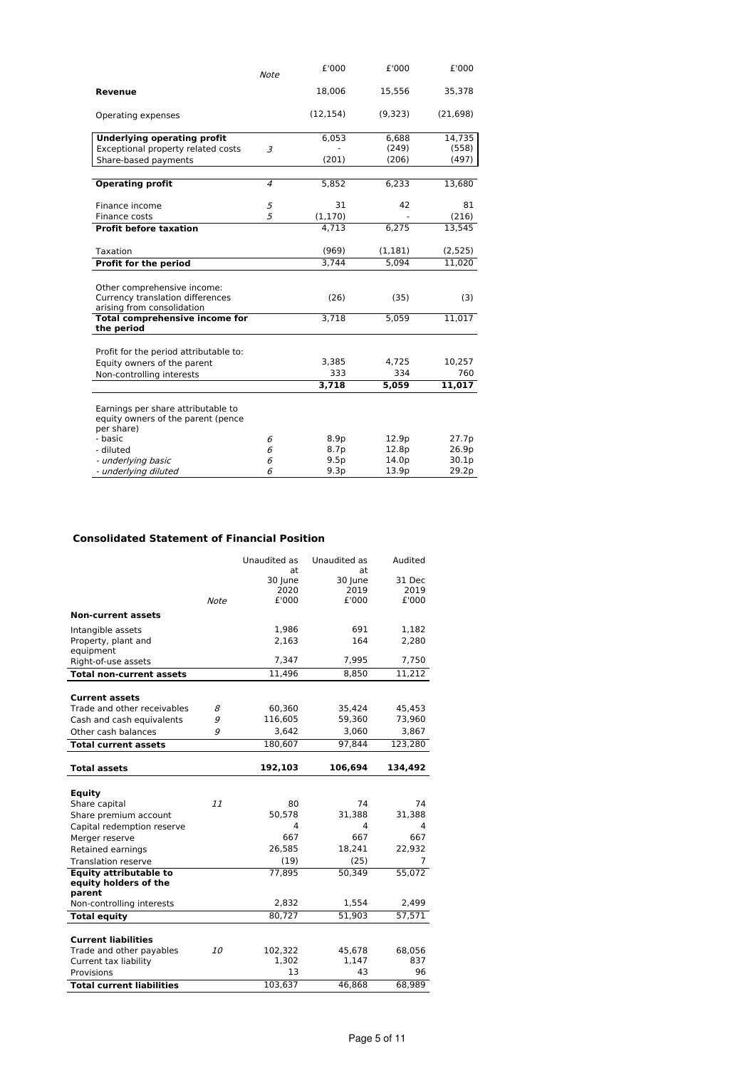| | Note | £'000 | £'000 | £'000 |
|---|---|---|---|---|
| **Revenue** | | 18,006 | 15,556 | 35,378 |
| Operating expenses | | (12,154) | (9,323) | (21,698) |
| **Underlying operating profit** | | 6,053 | 6,688 | 14,735 |
| Exceptional property related costs | 3 | - | (249) | (558) |
| Share-based payments | | (201) | (206) | (497) |
| **Operating profit** | 4 | 5,852 | 6,233 | 13,680 |
| Finance income | 5 | 31 | 42 | 81 |
| Finance costs | 5 | (1,170) | - | (216) |
| **Profit before taxation** | | 4,713 | 6,275 | 13,545 |
| Taxation | | (969) | (1,181) | (2,525) |
| **Profit for the period** | | 3,744 | 5,094 | 11,020 |
| Other comprehensive income: | | | | |
| Currency translation differences arising from consolidation | | (26) | (35) | (3) |
| **Total comprehensive income for the period** | | 3,718 | 5,059 | 11,017 |
| Profit for the period attributable to: | | | | |
| Equity owners of the parent | | 3,385 | 4,725 | 10,257 |
| Non-controlling interests | | 333 | 334 | 760 |
| | | **3,718** | **5,059** | **11,017** |
| Earnings per share attributable to equity owners of the parent (pence per share) | | | | |
| - basic | 6 | 8.9p | 12.9p | 27.7p |
| - diluted | 6 | 8.7p | 12.8p | 26.9p |
| *- underlying basic* | 6 | 9.5p | 14.0p | 30.1p |
| *- underlying diluted* | 6 | 9.3p | 13.9p | 29.2p |

## Consolidated Statement of Financial Position

| | Note | Unaudited as at 30 June 2020 £'000 | Unaudited as at 30 June 2019 £'000 | Audited 31 Dec 2019 £'000 |
|---|---|---|---|---|
| **Non-current assets** | | | | |
| Intangible assets | | 1,986 | 691 | 1,182 |
| Property, plant and equipment | | 2,163 | 164 | 2,280 |
| Right-of-use assets | | 7,347 | 7,995 | 7,750 |
| **Total non-current assets** | | 11,496 | 8,850 | 11,212 |
| **Current assets** | | | | |
| Trade and other receivables | 8 | 60,360 | 35,424 | 45,453 |
| Cash and cash equivalents | 9 | 116,605 | 59,360 | 73,960 |
| Other cash balances | 9 | 3,642 | 3,060 | 3,867 |
| **Total current assets** | | 180,607 | 97,844 | 123,280 |
| **Total assets** | | **192,103** | **106,694** | **134,492** |
| **Equity** | | | | |
| Share capital | 11 | 80 | 74 | 74 |
| Share premium account | | 50,578 | 31,388 | 31,388 |
| Capital redemption reserve | | 4 | 4 | 4 |
| Merger reserve | | 667 | 667 | 667 |
| Retained earnings | | 26,585 | 18,241 | 22,932 |
| Translation reserve | | (19) | (25) | 7 |
| **Equity attributable to equity holders of the parent** | | 77,895 | 50,349 | 55,072 |
| Non-controlling interests | | 2,832 | 1,554 | 2,499 |
| **Total equity** | | 80,727 | 51,903 | 57,571 |
| **Current liabilities** | | | | |
| Trade and other payables | 10 | 102,322 | 45,678 | 68,056 |
| Current tax liability | | 1,302 | 1,147 | 837 |
| Provisions | | 13 | 43 | 96 |
| **Total current liabilities** | | 103,637 | 46,868 | 68,989 |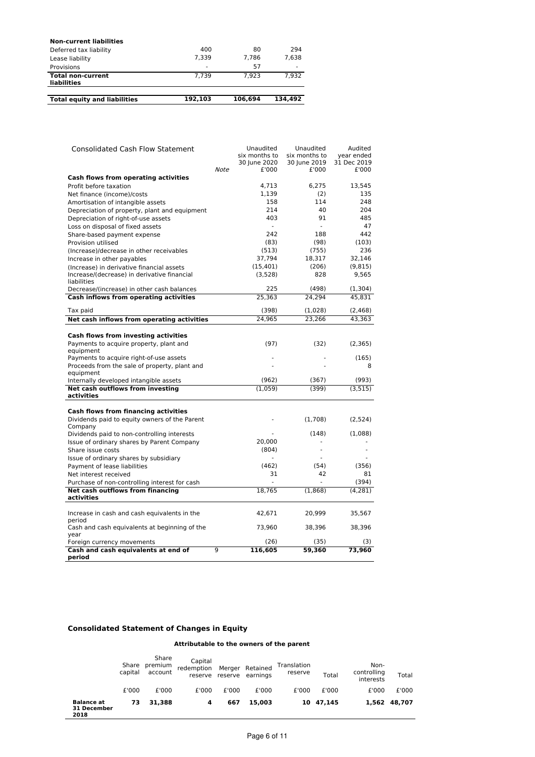| **Non-current liabilities** | | | |
|---|---|---|---|
| Deferred tax liability | 400 | 80 | 294 |
| Lease liability | 7,339 | 7,786 | 7,638 |
| Provisions | - | 57 | - |
| **Total non-current liabilities** | 7,739 | 7,923 | 7,932 |
| | | | |
| **Total equity and liabilities** | **192,103** | **106,694** | **134,492** |

| Consolidated Cash Flow Statement | *Note* | Unaudited six months to 30 June 2020 £'000 | Unaudited six months to 30 June 2019 £'000 | Audited year ended 31 Dec 2019 £'000 |
|---|---|---|---|---|
| **Cash flows from operating activities** | | | | |
| Profit before taxation | | 4,713 | 6,275 | 13,545 |
| Net finance (income)/costs | | 1,139 | (2) | 135 |
| Amortisation of intangible assets | | 158 | 114 | 248 |
| Depreciation of property, plant and equipment | | 214 | 40 | 204 |
| Depreciation of right-of-use assets | | 403 | 91 | 485 |
| Loss on disposal of fixed assets | | - | - | 47 |
| Share-based payment expense | | 242 | 188 | 442 |
| Provision utilised | | (83) | (98) | (103) |
| (Increase)/decrease in other receivables | | (513) | (755) | 236 |
| Increase in other payables | | 37,794 | 18,317 | 32,146 |
| (Increase) in derivative financial assets | | (15,401) | (206) | (9,815) |
| Increase/(decrease) in derivative financial liabilities | | (3,528) | 828 | 9,565 |
| Decrease/(increase) in other cash balances | | 225 | (498) | (1,304) |
| **Cash inflows from operating activities** | | 25,363 | 24,294 | 45,831 |
| Tax paid | | (398) | (1,028) | (2,468) |
| **Net cash inflows from operating activities** | | 24,965 | 23,266 | 43,363 |
| **Cash flows from investing activities** | | | | |
| Payments to acquire property, plant and equipment | | (97) | (32) | (2,365) |
| Payments to acquire right-of-use assets | | - | - | (165) |
| Proceeds from the sale of property, plant and equipment | | - | - | 8 |
| Internally developed intangible assets | | (962) | (367) | (993) |
| **Net cash outflows from investing activities** | | (1,059) | (399) | (3,515) |
| **Cash flows from financing activities** | | | | |
| Dividends paid to equity owners of the Parent Company | | - | (1,708) | (2,524) |
| Dividends paid to non-controlling interests | | - | (148) | (1,088) |
| Issue of ordinary shares by Parent Company | | 20,000 | - | - |
| Share issue costs | | (804) | - | - |
| Issue of ordinary shares by subsidiary | | - | - | - |
| Payment of lease liabilities | | (462) | (54) | (356) |
| Net interest received | | 31 | 42 | 81 |
| Purchase of non-controlling interest for cash | | - | - | (394) |
| **Net cash outflows from financing activities** | | 18,765 | (1,868) | (4,281) |
| Increase in cash and cash equivalents in the period | | 42,671 | 20,999 | 35,567 |
| Cash and cash equivalents at beginning of the year | | 73,960 | 38,396 | 38,396 |
| Foreign currency movements | | (26) | (35) | (3) |
| **Cash and cash equivalents at end of period** | 9 | **116,605** | **59,360** | **73,960** |

## Consolidated Statement of Changes in Equity

| | Attributable to the owners of the parent | | | | | | | | |
|---|---|---|---|---|---|---|---|---|---|
| | Share capital | Share premium account | Capital redemption reserve | Merger reserve | Retained earnings | Translation reserve | Total | Non-controlling interests | Total |
| | £'000 | £'000 | £'000 | £'000 | £'000 | £'000 | £'000 | £'000 | £'000 |
| **Balance at 31 December 2018** | **73** | **31,388** | **4** | **667** | **15,003** | **10** | **47,145** | **1,562** | **48,707** |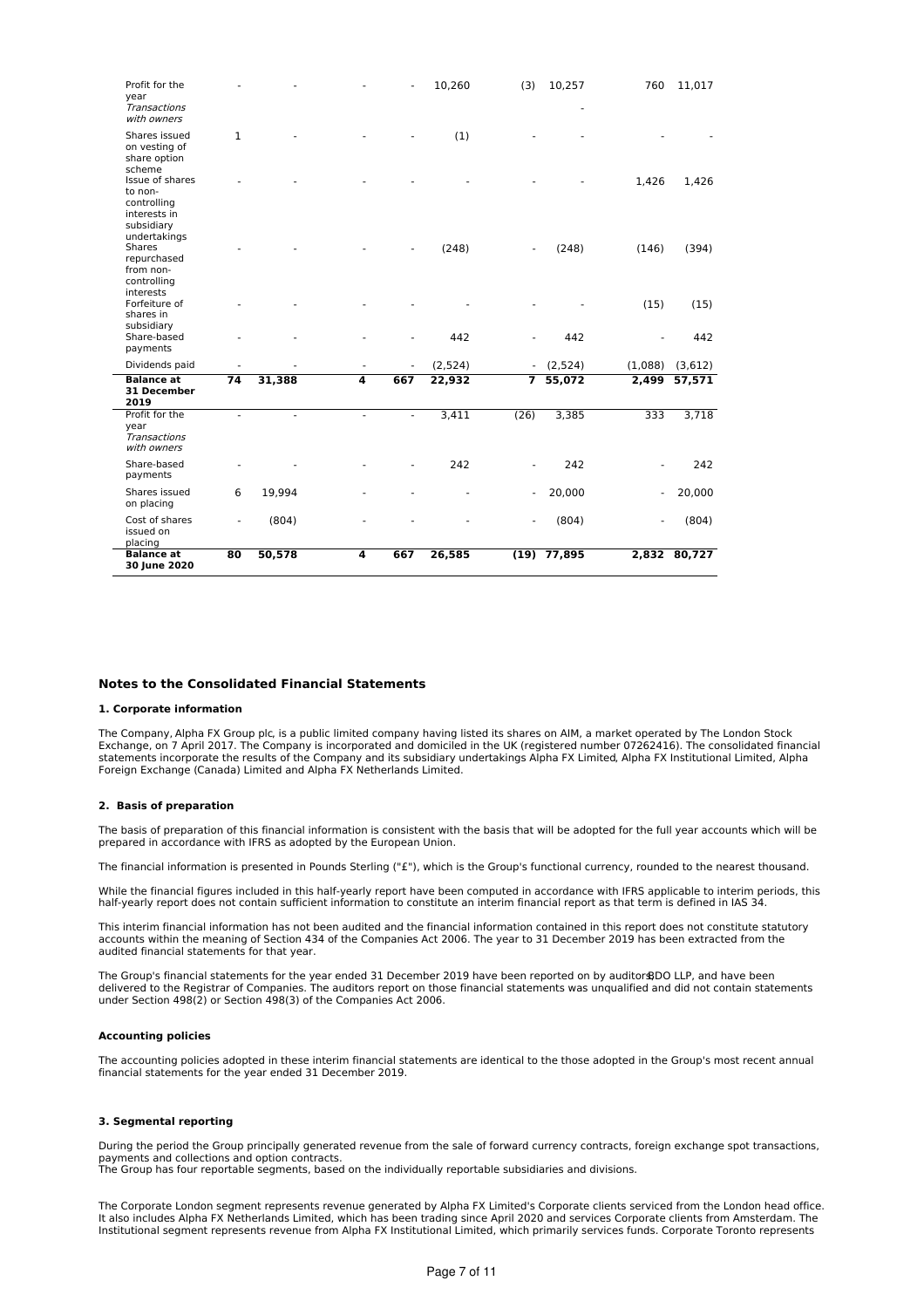| | | | | | | | | | |
|---|---|---|---|---|---|---|---|---|---|
| Profit for the year | - | - | - | - | 10,260 | (3) | 10,257 | 760 | 11,017 |
| *Transactions with owners* | | | | | | | - | | |
| Shares issued on vesting of share option scheme | 1 | - | - | - | (1) | - | - | - | - |
| Issue of shares to non-controlling interests in subsidiary undertakings | - | - | - | - | - | - | - | 1,426 | 1,426 |
| Shares repurchased from non-controlling interests | - | - | - | - | (248) | - | (248) | (146) | (394) |
| Forfeiture of shares in subsidiary | - | - | - | - | - | - | - | (15) | (15) |
| Share-based payments | - | - | - | - | 442 | - | 442 | - | 442 |
| Dividends paid | - | - | - | - | (2,524) | - | (2,524) | (1,088) | (3,612) |
| **Balance at 31 December 2019** | **74** | **31,388** | **4** | **667** | **22,932** | **7** | **55,072** | **2,499** | **57,571** |
| Profit for the year | - | - | - | - | 3,411 | (26) | 3,385 | 333 | 3,718 |
| *Transactions with owners* | | | | | | | | | |
| Share-based payments | - | - | - | - | 242 | - | 242 | - | 242 |
| Shares issued on placing | 6 | 19,994 | - | - | - | - | 20,000 | - | 20,000 |
| Cost of shares issued on placing | - | (804) | - | - | - | - | (804) | - | (804) |
| **Balance at 30 June 2020** | **80** | **50,578** | **4** | **667** | **26,585** | **(19)** | **77,895** | **2,832** | **80,727** |

## Notes to the Consolidated Financial Statements

### 1. Corporate information

The Company, Alpha FX Group plc, is a public limited company having listed its shares on AIM, a market operated by The London Stock Exchange, on 7 April 2017. The Company is incorporated and domiciled in the UK (registered number 07262416). The consolidated financial statements incorporate the results of the Company and its subsidiary undertakings Alpha FX Limited, Alpha FX Institutional Limited, Alpha Foreign Exchange (Canada) Limited and Alpha FX Netherlands Limited.

### 2. Basis of preparation

The basis of preparation of this financial information is consistent with the basis that will be adopted for the full year accounts which will be prepared in accordance with IFRS as adopted by the European Union.

The financial information is presented in Pounds Sterling ("£"), which is the Group's functional currency, rounded to the nearest thousand.

While the financial figures included in this half-yearly report have been computed in accordance with IFRS applicable to interim periods, this half-yearly report does not contain sufficient information to constitute an interim financial report as that term is defined in IAS 34.

This interim financial information has not been audited and the financial information contained in this report does not constitute statutory accounts within the meaning of Section 434 of the Companies Act 2006. The year to 31 December 2019 has been extracted from the audited financial statements for that year.

The Group's financial statements for the year ended 31 December 2019 have been reported on by auditors BDO LLP, and have been delivered to the Registrar of Companies. The auditors report on those financial statements was unqualified and did not contain statements under Section 498(2) or Section 498(3) of the Companies Act 2006.

#### Accounting policies

The accounting policies adopted in these interim financial statements are identical to the those adopted in the Group's most recent annual financial statements for the year ended 31 December 2019.

### 3. Segmental reporting

During the period the Group principally generated revenue from the sale of forward currency contracts, foreign exchange spot transactions, payments and collections and option contracts.
The Group has four reportable segments, based on the individually reportable subsidiaries and divisions.

The Corporate London segment represents revenue generated by Alpha FX Limited's Corporate clients serviced from the London head office. It also includes Alpha FX Netherlands Limited, which has been trading since April 2020 and services Corporate clients from Amsterdam. The Institutional segment represents revenue from Alpha FX Institutional Limited, which primarily services funds. Corporate Toronto represents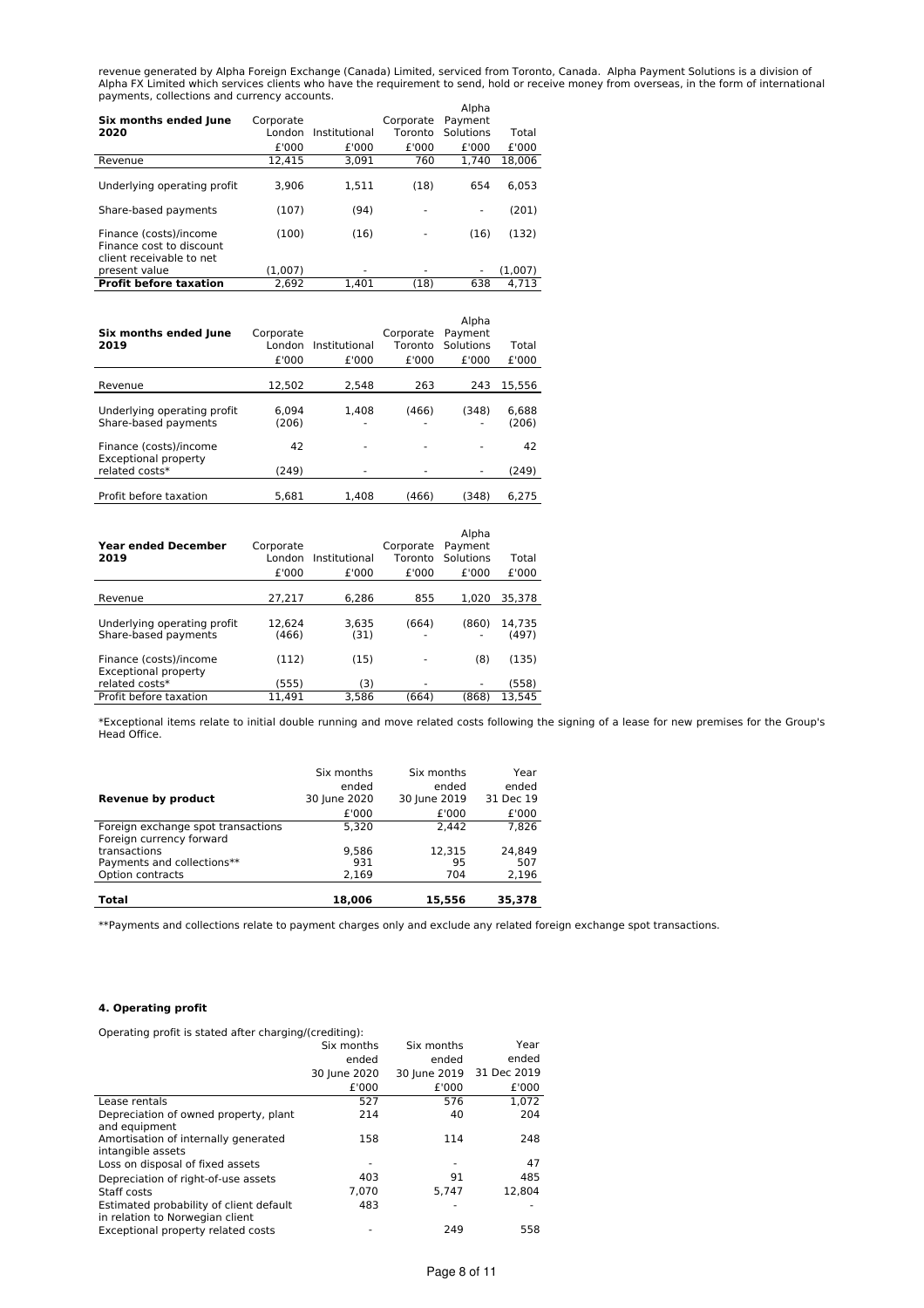revenue generated by Alpha Foreign Exchange (Canada) Limited, serviced from Toronto, Canada. Alpha Payment Solutions is a division of Alpha FX Limited which services clients who have the requirement to send, hold or receive money from overseas, in the form of international payments, collections and currency accounts.

| Six months ended June 2020 | Corporate London | Institutional | Corporate Toronto | Alpha Payment Solutions | Total |
|---|---|---|---|---|---|
| | £'000 | £'000 | £'000 | £'000 | £'000 |
| Revenue | 12,415 | 3,091 | 760 | 1,740 | 18,006 |
| Underlying operating profit | 3,906 | 1,511 | (18) | 654 | 6,053 |
| Share-based payments | (107) | (94) | - | - | (201) |
| Finance (costs)/income | (100) | (16) | - | (16) | (132) |
| Finance cost to discount client receivable to net present value | (1,007) | - | - | - | (1,007) |
| **Profit before taxation** | 2,692 | 1,401 | (18) | 638 | 4,713 |

| Six months ended June 2019 | Corporate London | Institutional | Corporate Toronto | Alpha Payment Solutions | Total |
|---|---|---|---|---|---|
| | £'000 | £'000 | £'000 | £'000 | £'000 |
| Revenue | 12,502 | 2,548 | 263 | 243 | 15,556 |
| Underlying operating profit | 6,094 | 1,408 | (466) | (348) | 6,688 |
| Share-based payments | (206) | - | - | - | (206) |
| Finance (costs)/income | 42 | - | - | - | 42 |
| Exceptional property related costs* | (249) | - | - | - | (249) |
| Profit before taxation | 5,681 | 1,408 | (466) | (348) | 6,275 |

| Year ended December 2019 | Corporate London | Institutional | Corporate Toronto | Alpha Payment Solutions | Total |
|---|---|---|---|---|---|
| | £'000 | £'000 | £'000 | £'000 | £'000 |
| Revenue | 27,217 | 6,286 | 855 | 1,020 | 35,378 |
| Underlying operating profit | 12,624 | 3,635 | (664) | (860) | 14,735 |
| Share-based payments | (466) | (31) | - | - | (497) |
| Finance (costs)/income | (112) | (15) | - | (8) | (135) |
| Exceptional property related costs* | (555) | (3) | - | - | (558) |
| Profit before taxation | 11,491 | 3,586 | (664) | (868) | 13,545 |

*Exceptional items relate to initial double running and move related costs following the signing of a lease for new premises for the Group's Head Office.

| **Revenue by product** | Six months ended 30 June 2020 | Six months ended 30 June 2019 | Year ended 31 Dec 19 |
|---|---|---|---|
| | £'000 | £'000 | £'000 |
| Foreign exchange spot transactions | 5,320 | 2,442 | 7,826 |
| Foreign currency forward transactions | 9,586 | 12,315 | 24,849 |
| Payments and collections** | 931 | 95 | 507 |
| Option contracts | 2,169 | 704 | 2,196 |
| **Total** | **18,006** | **15,556** | **35,378** |

**Payments and collections relate to payment charges only and exclude any related foreign exchange spot transactions.

#### 4. Operating profit

Operating profit is stated after charging/(crediting):

| | Six months ended 30 June 2020 | Six months ended 30 June 2019 | Year ended 31 Dec 2019 |
|---|---|---|---|
| | £'000 | £'000 | £'000 |
| Lease rentals | 527 | 576 | 1,072 |
| Depreciation of owned property, plant and equipment | 214 | 40 | 204 |
| Amortisation of internally generated intangible assets | 158 | 114 | 248 |
| Loss on disposal of fixed assets | - | - | 47 |
| Depreciation of right-of-use assets | 403 | 91 | 485 |
| Staff costs | 7,070 | 5,747 | 12,804 |
| Estimated probability of client default in relation to Norwegian client | 483 | - | - |
| Exceptional property related costs | - | 249 | 558 |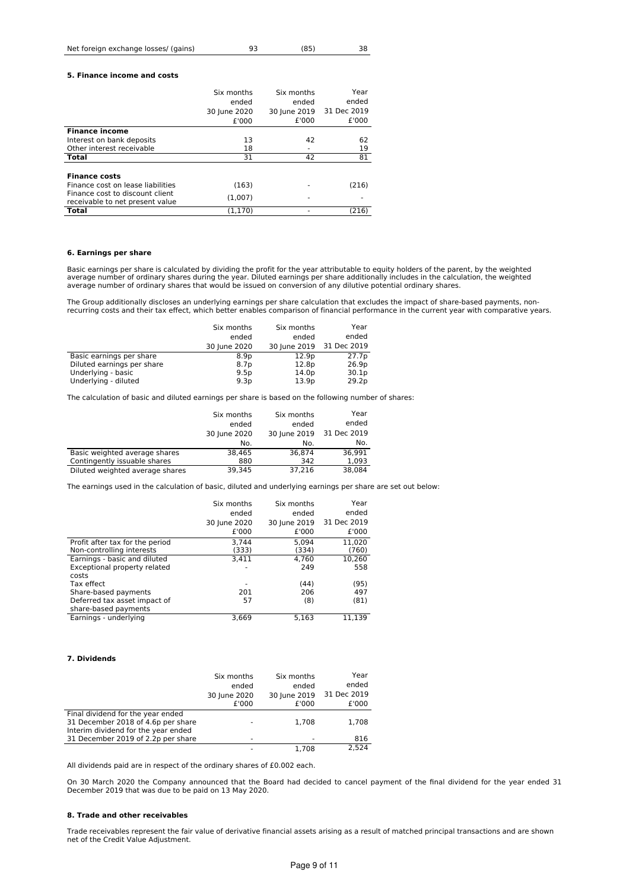| Net foreign exchange losses/ (gains) | 93 | (85) | 38 |
|---|---|---|---|

### 5. Finance income and costs

| | Six months ended 30 June 2020 £'000 | Six months ended 30 June 2019 £'000 | Year ended 31 Dec 2019 £'000 |
|---|---|---|---|
| **Finance income** | | | |
| Interest on bank deposits | 13 | 42 | 62 |
| Other interest receivable | 18 | - | 19 |
| **Total** | 31 | 42 | 81 |
| | | | |
| **Finance costs** | | | |
| Finance cost on lease liabilities | (163) | - | (216) |
| Finance cost to discount client receivable to net present value | (1,007) | - | - |
| **Total** | (1,170) | - | (216) |

### 6. Earnings per share

Basic earnings per share is calculated by dividing the profit for the year attributable to equity holders of the parent, by the weighted average number of ordinary shares during the year. Diluted earnings per share additionally includes in the calculation, the weighted average number of ordinary shares that would be issued on conversion of any dilutive potential ordinary shares.

The Group additionally discloses an underlying earnings per share calculation that excludes the impact of share-based payments, non-recurring costs and their tax effect, which better enables comparison of financial performance in the current year with comparative years.

| | Six months ended 30 June 2020 | Six months ended 30 June 2019 | Year ended 31 Dec 2019 |
|---|---|---|---|
| Basic earnings per share | 8.9p | 12.9p | 27.7p |
| Diluted earnings per share | 8.7p | 12.8p | 26.9p |
| Underlying - basic | 9.5p | 14.0p | 30.1p |
| Underlying - diluted | 9.3p | 13.9p | 29.2p |

The calculation of basic and diluted earnings per share is based on the following number of shares:

| | Six months ended 30 June 2020 No. | Six months ended 30 June 2019 No. | Year ended 31 Dec 2019 No. |
|---|---|---|---|
| Basic weighted average shares | 38,465 | 36,874 | 36,991 |
| Contingently issuable shares | 880 | 342 | 1,093 |
| Diluted weighted average shares | 39,345 | 37,216 | 38,084 |

The earnings used in the calculation of basic, diluted and underlying earnings per share are set out below:

| | Six months ended 30 June 2020 £'000 | Six months ended 30 June 2019 £'000 | Year ended 31 Dec 2019 £'000 |
|---|---|---|---|
| Profit after tax for the period | 3,744 | 5,094 | 11,020 |
| Non-controlling interests | (333) | (334) | (760) |
| Earnings - basic and diluted | 3,411 | 4,760 | 10,260 |
| Exceptional property related costs | - | 249 | 558 |
| Tax effect | - | (44) | (95) |
| Share-based payments | 201 | 206 | 497 |
| Deferred tax asset impact of share-based payments | 57 | (8) | (81) |
| Earnings - underlying | 3,669 | 5,163 | 11,139 |

### 7. Dividends

| | Six months ended 30 June 2020 £'000 | Six months ended 30 June 2019 £'000 | Year ended 31 Dec 2019 £'000 |
|---|---|---|---|
| Final dividend for the year ended 31 December 2018 of 4.6p per share | - | 1,708 | 1,708 |
| Interim dividend for the year ended 31 December 2019 of 2.2p per share | - | - | 816 |
| | - | 1,708 | 2,524 |

All dividends paid are in respect of the ordinary shares of £0.002 each.

On 30 March 2020 the Company announced that the Board had decided to cancel payment of the final dividend for the year ended 31 December 2019 that was due to be paid on 13 May 2020.

### 8. Trade and other receivables

Trade receivables represent the fair value of derivative financial assets arising as a result of matched principal transactions and are shown net of the Credit Value Adjustment.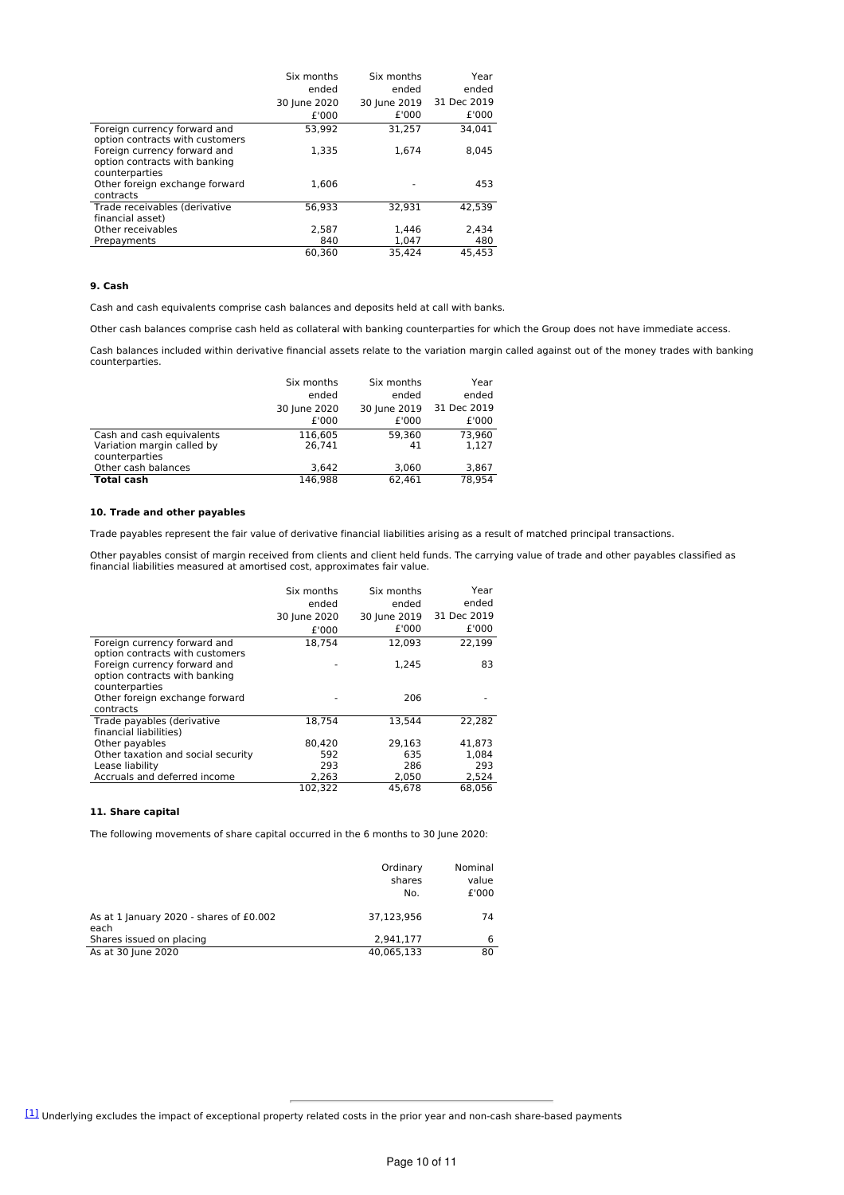| | Six months ended 30 June 2020 £'000 | Six months ended 30 June 2019 £'000 | Year ended 31 Dec 2019 £'000 |
|---|---|---|---|
| Foreign currency forward and option contracts with customers | 53,992 | 31,257 | 34,041 |
| Foreign currency forward and option contracts with banking counterparties | 1,335 | 1,674 | 8,045 |
| Other foreign exchange forward contracts | 1,606 | - | 453 |
| Trade receivables (derivative financial asset) | 56,933 | 32,931 | 42,539 |
| Other receivables | 2,587 | 1,446 | 2,434 |
| Prepayments | 840 | 1,047 | 480 |
| | 60,360 | 35,424 | 45,453 |

**9. Cash**

Cash and cash equivalents comprise cash balances and deposits held at call with banks.

Other cash balances comprise cash held as collateral with banking counterparties for which the Group does not have immediate access.

Cash balances included within derivative financial assets relate to the variation margin called against out of the money trades with banking counterparties.

| | Six months ended 30 June 2020 £'000 | Six months ended 30 June 2019 £'000 | Year ended 31 Dec 2019 £'000 |
|---|---|---|---|
| Cash and cash equivalents | 116,605 | 59,360 | 73,960 |
| Variation margin called by counterparties | 26,741 | 41 | 1,127 |
| Other cash balances | 3,642 | 3,060 | 3,867 |
| **Total cash** | 146,988 | 62,461 | 78,954 |

**10. Trade and other payables**

Trade payables represent the fair value of derivative financial liabilities arising as a result of matched principal transactions.

Other payables consist of margin received from clients and client held funds. The carrying value of trade and other payables classified as financial liabilities measured at amortised cost, approximates fair value.

| | Six months ended 30 June 2020 £'000 | Six months ended 30 June 2019 £'000 | Year ended 31 Dec 2019 £'000 |
|---|---|---|---|
| Foreign currency forward and option contracts with customers | 18,754 | 12,093 | 22,199 |
| Foreign currency forward and option contracts with banking counterparties | - | 1,245 | 83 |
| Other foreign exchange forward contracts | - | 206 | - |
| Trade payables (derivative financial liabilities) | 18,754 | 13,544 | 22,282 |
| Other payables | 80,420 | 29,163 | 41,873 |
| Other taxation and social security | 592 | 635 | 1,084 |
| Lease liability | 293 | 286 | 293 |
| Accruals and deferred income | 2,263 | 2,050 | 2,524 |
| | 102,322 | 45,678 | 68,056 |

**11. Share capital**

The following movements of share capital occurred in the 6 months to 30 June 2020:

| | Ordinary shares No. | Nominal value £'000 |
|---|---|---|
| As at 1 January 2020 - shares of £0.002 each | 37,123,956 | 74 |
| Shares issued on placing | 2,941,177 | 6 |
| As at 30 June 2020 | 40,065,133 | 80 |

[1] Underlying excludes the impact of exceptional property related costs in the prior year and non-cash share-based payments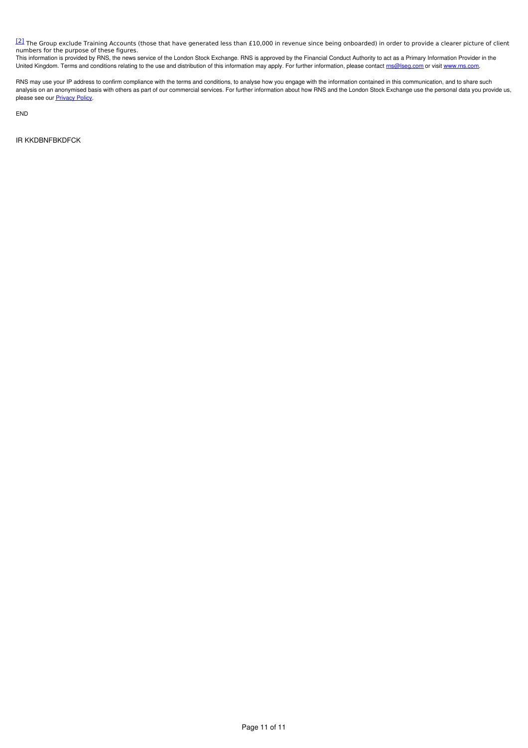[2] The Group exclude Training Accounts (those that have generated less than £10,000 in revenue since being onboarded) in order to provide a clearer picture of client numbers for the purpose of these figures.

This information is provided by RNS, the news service of the London Stock Exchange. RNS is approved by the Financial Conduct Authority to act as a Primary Information Provider in the United Kingdom. Terms and conditions relating to the use and distribution of this information may apply. For further information, please contact rns@lseg.com or visit www.rns.com.

RNS may use your IP address to confirm compliance with the terms and conditions, to analyse how you engage with the information contained in this communication, and to share such analysis on an anonymised basis with others as part of our commercial services. For further information about how RNS and the London Stock Exchange use the personal data you provide us, please see our Privacy Policy.

END

IR KKDBNFBKDFCK